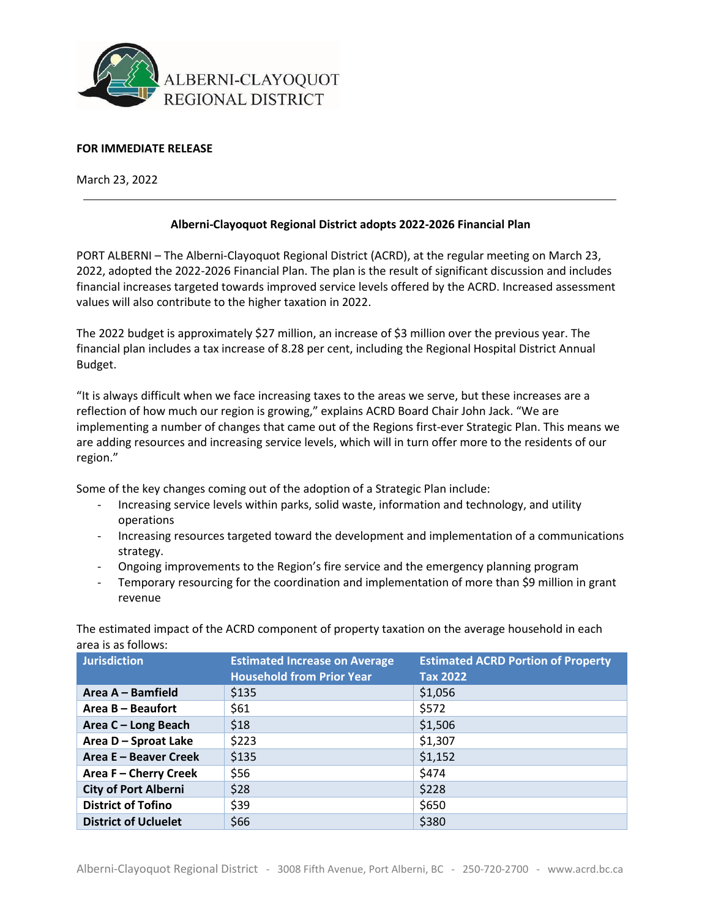ALBERNI-CLAYOQUOT REGIONAL DISTRICT

**FOR IMMEDIATE RELEASE**

March 23, 2022

---

**Alberni-Clayoquot Regional District adopts 2022-2026 Financial Plan**

PORT ALBERNI – The Alberni-Clayoquot Regional District (ACRD), at the regular meeting on March 23, 2022, adopted the 2022-2026 Financial Plan. The plan is the result of significant discussion and includes financial increases targeted towards improved service levels offered by the ACRD. Increased assessment values will also contribute to the higher taxation in 2022.

The 2022 budget is approximately $27 million, an increase of $3 million over the previous year. The financial plan includes a tax increase of 8.28 per cent, including the Regional Hospital District Annual Budget.

"It is always difficult when we face increasing taxes to the areas we serve, but these increases are a reflection of how much our region is growing," explains ACRD Board Chair John Jack. "We are implementing a number of changes that came out of the Regions first-ever Strategic Plan. This means we are adding resources and increasing service levels, which will in turn offer more to the residents of our region."

Some of the key changes coming out of the adoption of a Strategic Plan include:

- Increasing service levels within parks, solid waste, information and technology, and utility operations
- Increasing resources targeted toward the development and implementation of a communications strategy.
- Ongoing improvements to the Region's fire service and the emergency planning program
- Temporary resourcing for the coordination and implementation of more than $9 million in grant revenue

The estimated impact of the ACRD component of property taxation on the average household in each area is as follows:

| Jurisdiction | Estimated Increase on Average Household from Prior Year | Estimated ACRD Portion of Property Tax 2022 |
|---|---|---|
| **Area A – Bamfield** | $135 | $1,056 |
| **Area B – Beaufort** | $61 | $572 |
| **Area C – Long Beach** | $18 | $1,506 |
| **Area D – Sproat Lake** | $223 | $1,307 |
| **Area E – Beaver Creek** | $135 | $1,152 |
| **Area F – Cherry Creek** | $56 | $474 |
| **City of Port Alberni** | $28 | $228 |
| **District of Tofino** | $39 | $650 |
| **District of Ucluelet** | $66 | $380 |

Alberni-Clayoquot Regional District - 3008 Fifth Avenue, Port Alberni, BC - 250-720-2700 - www.acrd.bc.ca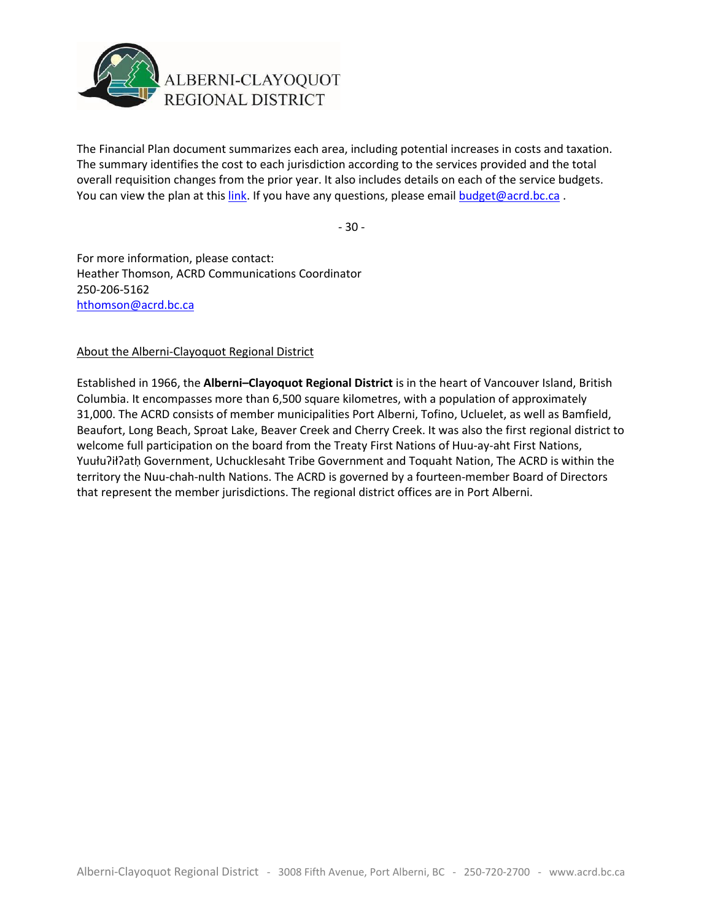The Financial Plan document summarizes each area, including potential increases in costs and taxation. The summary identifies the cost to each jurisdiction according to the services provided and the total overall requisition changes from the prior year. It also includes details on each of the service budgets. You can view the plan at this link. If you have any questions, please email budget@acrd.bc.ca .

- 30 -

For more information, please contact:
Heather Thomson, ACRD Communications Coordinator
250-206-5162
hthomson@acrd.bc.ca

About the Alberni-Clayoquot Regional District

Established in 1966, the **Alberni–Clayoquot Regional District** is in the heart of Vancouver Island, British Columbia. It encompasses more than 6,500 square kilometres, with a population of approximately 31,000. The ACRD consists of member municipalities Port Alberni, Tofino, Ucluelet, as well as Bamfield, Beaufort, Long Beach, Sproat Lake, Beaver Creek and Cherry Creek. It was also the first regional district to welcome full participation on the board from the Treaty First Nations of Huu-ay-aht First Nations, Yuułuʔiłʔatḥ Government, Uchucklesaht Tribe Government and Toquaht Nation, The ACRD is within the territory the Nuu-chah-nulth Nations. The ACRD is governed by a fourteen-member Board of Directors that represent the member jurisdictions. The regional district offices are in Port Alberni.